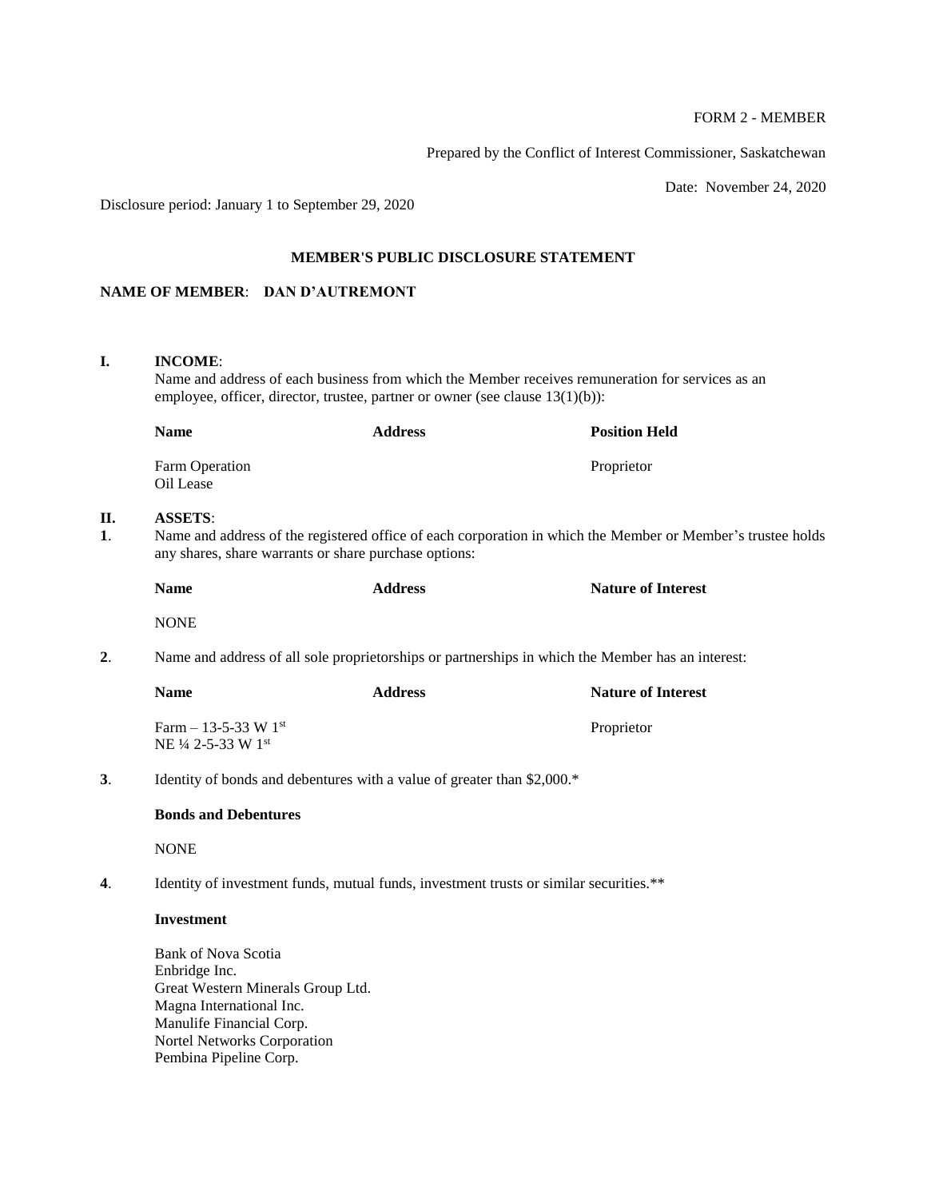FORM 2 - MEMBER

Prepared by the Conflict of Interest Commissioner, Saskatchewan

Date: November 24, 2020

Disclosure period: January 1 to September 29, 2020

**MEMBER'S PUBLIC DISCLOSURE STATEMENT**

**NAME OF MEMBER**: **DAN D'AUTREMONT**

**I. INCOME**:

Name and address of each business from which the Member receives remuneration for services as an employee, officer, director, trustee, partner or owner (see clause 13(1)(b)):

| **Name** | **Address** | **Position Held** |
|---|---|---|
| Farm Operation<br>Oil Lease | | Proprietor |

**II. ASSETS**:

**1**. Name and address of the registered office of each corporation in which the Member or Member's trustee holds any shares, share warrants or share purchase options:

| **Name** | **Address** | **Nature of Interest** |
|---|---|---|
| NONE | | |

**2**. Name and address of all sole proprietorships or partnerships in which the Member has an interest:

| **Name** | **Address** | **Nature of Interest** |
|---|---|---|
| Farm – 13-5-33 W 1st<br>NE ¼ 2-5-33 W 1st | | Proprietor |

**3**. Identity of bonds and debentures with a value of greater than $2,000.*

**Bonds and Debentures**

NONE

**4**. Identity of investment funds, mutual funds, investment trusts or similar securities.**

**Investment**

Bank of Nova Scotia
Enbridge Inc.
Great Western Minerals Group Ltd.
Magna International Inc.
Manulife Financial Corp.
Nortel Networks Corporation
Pembina Pipeline Corp.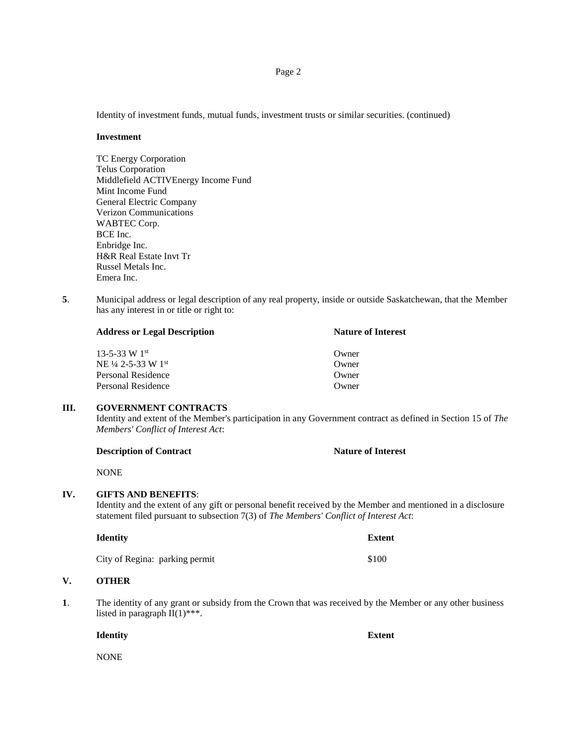Identity of investment funds, mutual funds, investment trusts or similar securities. (continued)

**Investment**

TC Energy Corporation
Telus Corporation
Middlefield ACTIVEnergy Income Fund
Mint Income Fund
General Electric Company
Verizon Communications
WABTEC Corp.
BCE Inc.
Enbridge Inc.
H&R Real Estate Invt Tr
Russel Metals Inc.
Emera Inc.

**5**. Municipal address or legal description of any real property, inside or outside Saskatchewan, that the Member has any interest in or title or right to:

| **Address or Legal Description** | **Nature of Interest** |
|---|---|
| 13-5-33 W 1st | Owner |
| NE ¼ 2-5-33 W 1st | Owner |
| Personal Residence | Owner |
| Personal Residence | Owner |

## III. GOVERNMENT CONTRACTS

Identity and extent of the Member's participation in any Government contract as defined in Section 15 of *The Members' Conflict of Interest Act*:

| **Description of Contract** | **Nature of Interest** |
|---|---|
| NONE | |

## IV. GIFTS AND BENEFITS:

Identity and the extent of any gift or personal benefit received by the Member and mentioned in a disclosure statement filed pursuant to subsection 7(3) of *The Members' Conflict of Interest Act*:

| **Identity** | **Extent** |
|---|---|
| City of Regina: parking permit | $100 |

## V. OTHER

**1**. The identity of any grant or subsidy from the Crown that was received by the Member or any other business listed in paragraph II(1)***.

| **Identity** | **Extent** |
|---|---|
| NONE | |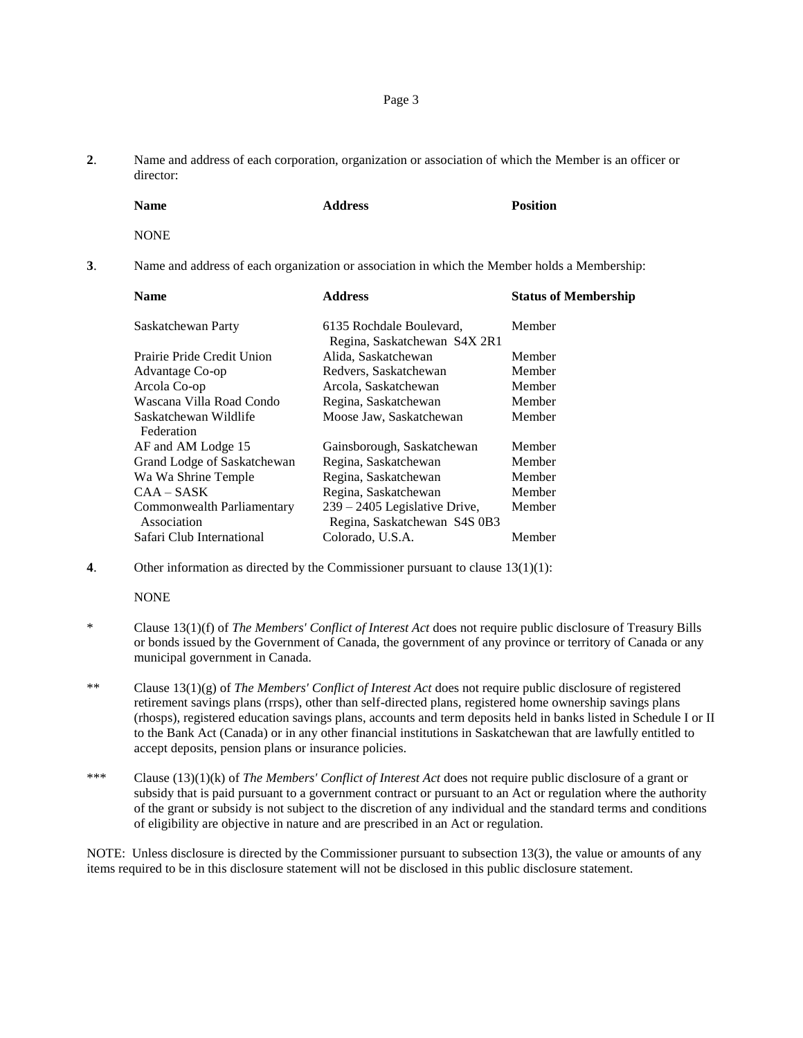**2**. Name and address of each corporation, organization or association of which the Member is an officer or director:

| Name | Address | Position |
|---|---|---|
| NONE | | |

**3**. Name and address of each organization or association in which the Member holds a Membership:

| Name | Address | Status of Membership |
|---|---|---|
| Saskatchewan Party | 6135 Rochdale Boulevard, Regina, Saskatchewan S4X 2R1 | Member |
| Prairie Pride Credit Union | Alida, Saskatchewan | Member |
| Advantage Co-op | Redvers, Saskatchewan | Member |
| Arcola Co-op | Arcola, Saskatchewan | Member |
| Wascana Villa Road Condo | Regina, Saskatchewan | Member |
| Saskatchewan Wildlife Federation | Moose Jaw, Saskatchewan | Member |
| AF and AM Lodge 15 | Gainsborough, Saskatchewan | Member |
| Grand Lodge of Saskatchewan | Regina, Saskatchewan | Member |
| Wa Wa Shrine Temple | Regina, Saskatchewan | Member |
| CAA – SASK | Regina, Saskatchewan | Member |
| Commonwealth Parliamentary Association | 239 – 2405 Legislative Drive, Regina, Saskatchewan S4S 0B3 | Member |
| Safari Club International | Colorado, U.S.A. | Member |

**4**. Other information as directed by the Commissioner pursuant to clause 13(1)(1):

NONE

\* Clause 13(1)(f) of *The Members' Conflict of Interest Act* does not require public disclosure of Treasury Bills or bonds issued by the Government of Canada, the government of any province or territory of Canada or any municipal government in Canada.

\*\* Clause 13(1)(g) of *The Members' Conflict of Interest Act* does not require public disclosure of registered retirement savings plans (rrsps), other than self-directed plans, registered home ownership savings plans (rhosps), registered education savings plans, accounts and term deposits held in banks listed in Schedule I or II to the Bank Act (Canada) or in any other financial institutions in Saskatchewan that are lawfully entitled to accept deposits, pension plans or insurance policies.

\*\*\* Clause (13)(1)(k) of *The Members' Conflict of Interest Act* does not require public disclosure of a grant or subsidy that is paid pursuant to a government contract or pursuant to an Act or regulation where the authority of the grant or subsidy is not subject to the discretion of any individual and the standard terms and conditions of eligibility are objective in nature and are prescribed in an Act or regulation.

NOTE: Unless disclosure is directed by the Commissioner pursuant to subsection 13(3), the value or amounts of any items required to be in this disclosure statement will not be disclosed in this public disclosure statement.